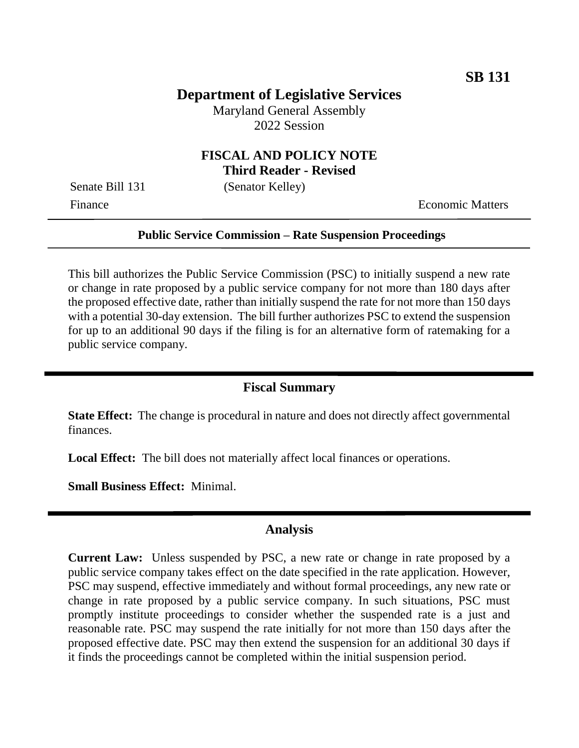**SB 131**

# Department of Legislative Services

Maryland General Assembly
2022 Session

## FISCAL AND POLICY NOTE
**Third Reader - Revised**

Senate Bill 131 (Senator Kelley)
Finance Economic Matters

**Public Service Commission – Rate Suspension Proceedings**

This bill authorizes the Public Service Commission (PSC) to initially suspend a new rate or change in rate proposed by a public service company for not more than 180 days after the proposed effective date, rather than initially suspend the rate for not more than 150 days with a potential 30-day extension. The bill further authorizes PSC to extend the suspension for up to an additional 90 days if the filing is for an alternative form of ratemaking for a public service company.

## Fiscal Summary

**State Effect:** The change is procedural in nature and does not directly affect governmental finances.

**Local Effect:** The bill does not materially affect local finances or operations.

**Small Business Effect:** Minimal.

## Analysis

**Current Law:** Unless suspended by PSC, a new rate or change in rate proposed by a public service company takes effect on the date specified in the rate application. However, PSC may suspend, effective immediately and without formal proceedings, any new rate or change in rate proposed by a public service company. In such situations, PSC must promptly institute proceedings to consider whether the suspended rate is a just and reasonable rate. PSC may suspend the rate initially for not more than 150 days after the proposed effective date. PSC may then extend the suspension for an additional 30 days if it finds the proceedings cannot be completed within the initial suspension period.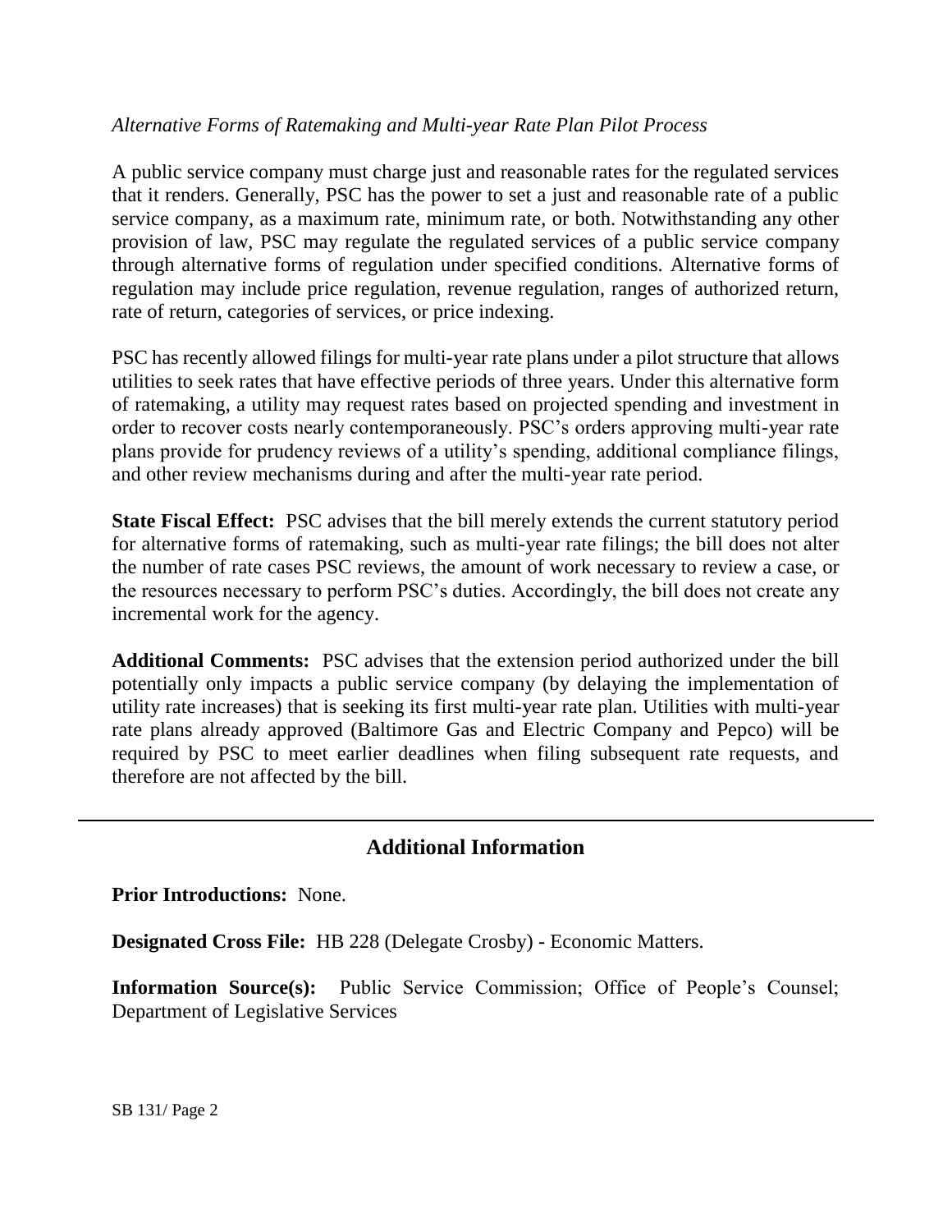*Alternative Forms of Ratemaking and Multi-year Rate Plan Pilot Process*

A public service company must charge just and reasonable rates for the regulated services that it renders. Generally, PSC has the power to set a just and reasonable rate of a public service company, as a maximum rate, minimum rate, or both. Notwithstanding any other provision of law, PSC may regulate the regulated services of a public service company through alternative forms of regulation under specified conditions. Alternative forms of regulation may include price regulation, revenue regulation, ranges of authorized return, rate of return, categories of services, or price indexing.

PSC has recently allowed filings for multi-year rate plans under a pilot structure that allows utilities to seek rates that have effective periods of three years. Under this alternative form of ratemaking, a utility may request rates based on projected spending and investment in order to recover costs nearly contemporaneously. PSC's orders approving multi-year rate plans provide for prudency reviews of a utility's spending, additional compliance filings, and other review mechanisms during and after the multi-year rate period.

**State Fiscal Effect:** PSC advises that the bill merely extends the current statutory period for alternative forms of ratemaking, such as multi-year rate filings; the bill does not alter the number of rate cases PSC reviews, the amount of work necessary to review a case, or the resources necessary to perform PSC's duties. Accordingly, the bill does not create any incremental work for the agency.

**Additional Comments:** PSC advises that the extension period authorized under the bill potentially only impacts a public service company (by delaying the implementation of utility rate increases) that is seeking its first multi-year rate plan. Utilities with multi-year rate plans already approved (Baltimore Gas and Electric Company and Pepco) will be required by PSC to meet earlier deadlines when filing subsequent rate requests, and therefore are not affected by the bill.

## Additional Information

**Prior Introductions:** None.

**Designated Cross File:** HB 228 (Delegate Crosby) - Economic Matters.

**Information Source(s):** Public Service Commission; Office of People's Counsel; Department of Legislative Services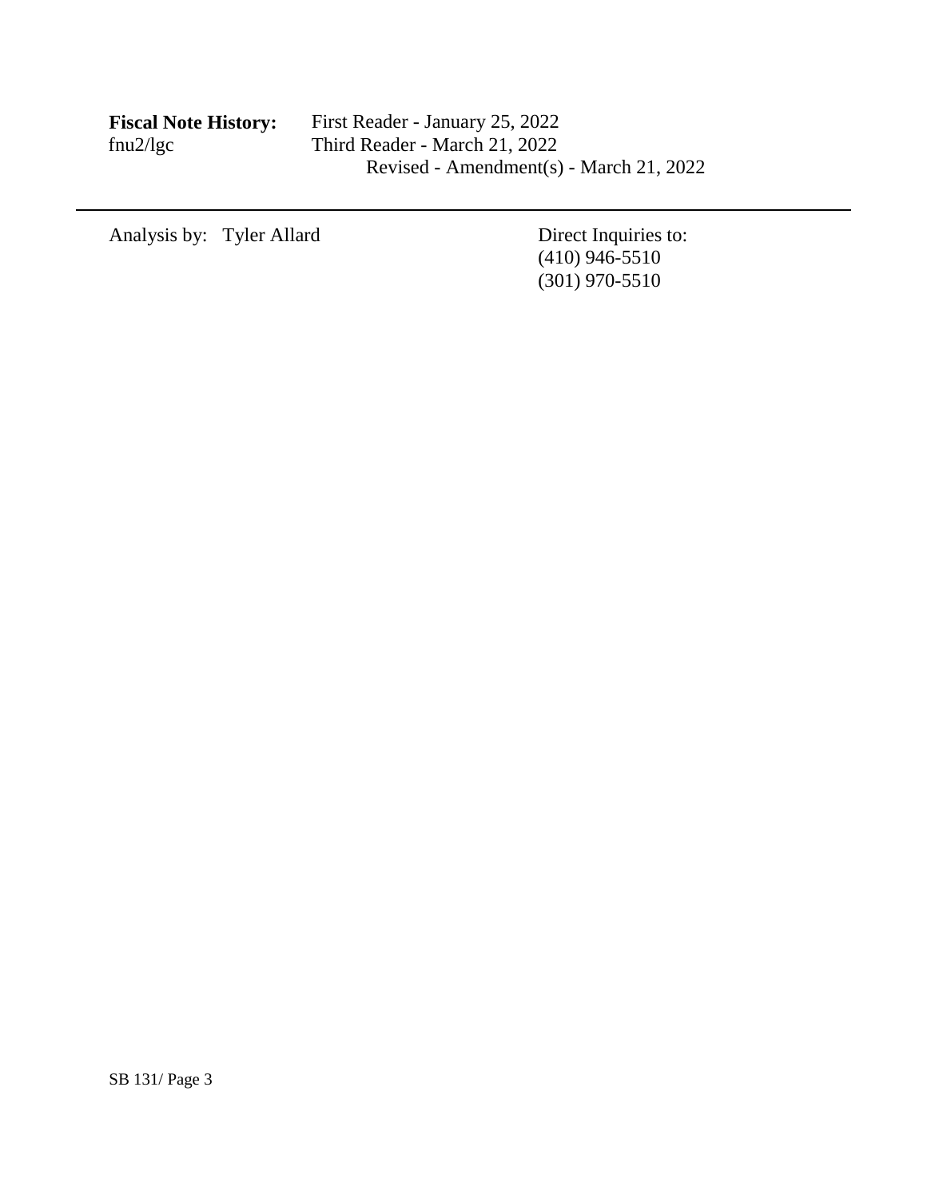**Fiscal Note History:** First Reader - January 25, 2022
fnu2/lgc Third Reader - March 21, 2022
Revised - Amendment(s) - March 21, 2022

---

Analysis by: Tyler Allard

Direct Inquiries to:
(410) 946-5510
(301) 970-5510